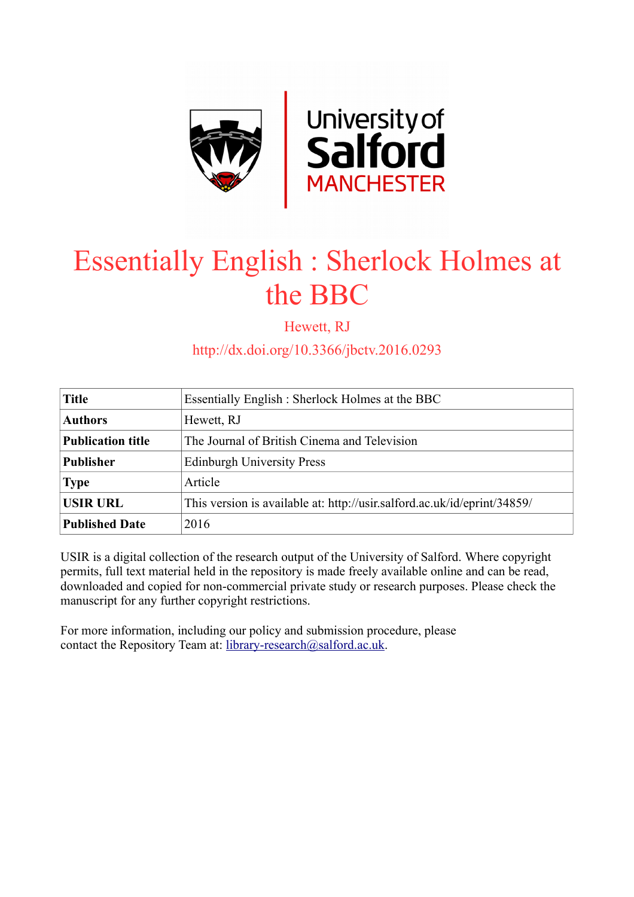University of Salford MANCHESTER

# Essentially English : Sherlock Holmes at the BBC

Hewett, RJ

http://dx.doi.org/10.3366/jbctv.2016.0293

| | |
|---|---|
| **Title** | Essentially English : Sherlock Holmes at the BBC |
| **Authors** | Hewett, RJ |
| **Publication title** | The Journal of British Cinema and Television |
| **Publisher** | Edinburgh University Press |
| **Type** | Article |
| **USIR URL** | This version is available at: http://usir.salford.ac.uk/id/eprint/34859/ |
| **Published Date** | 2016 |

USIR is a digital collection of the research output of the University of Salford. Where copyright permits, full text material held in the repository is made freely available online and can be read, downloaded and copied for non-commercial private study or research purposes. Please check the manuscript for any further copyright restrictions.

For more information, including our policy and submission procedure, please contact the Repository Team at: library-research@salford.ac.uk.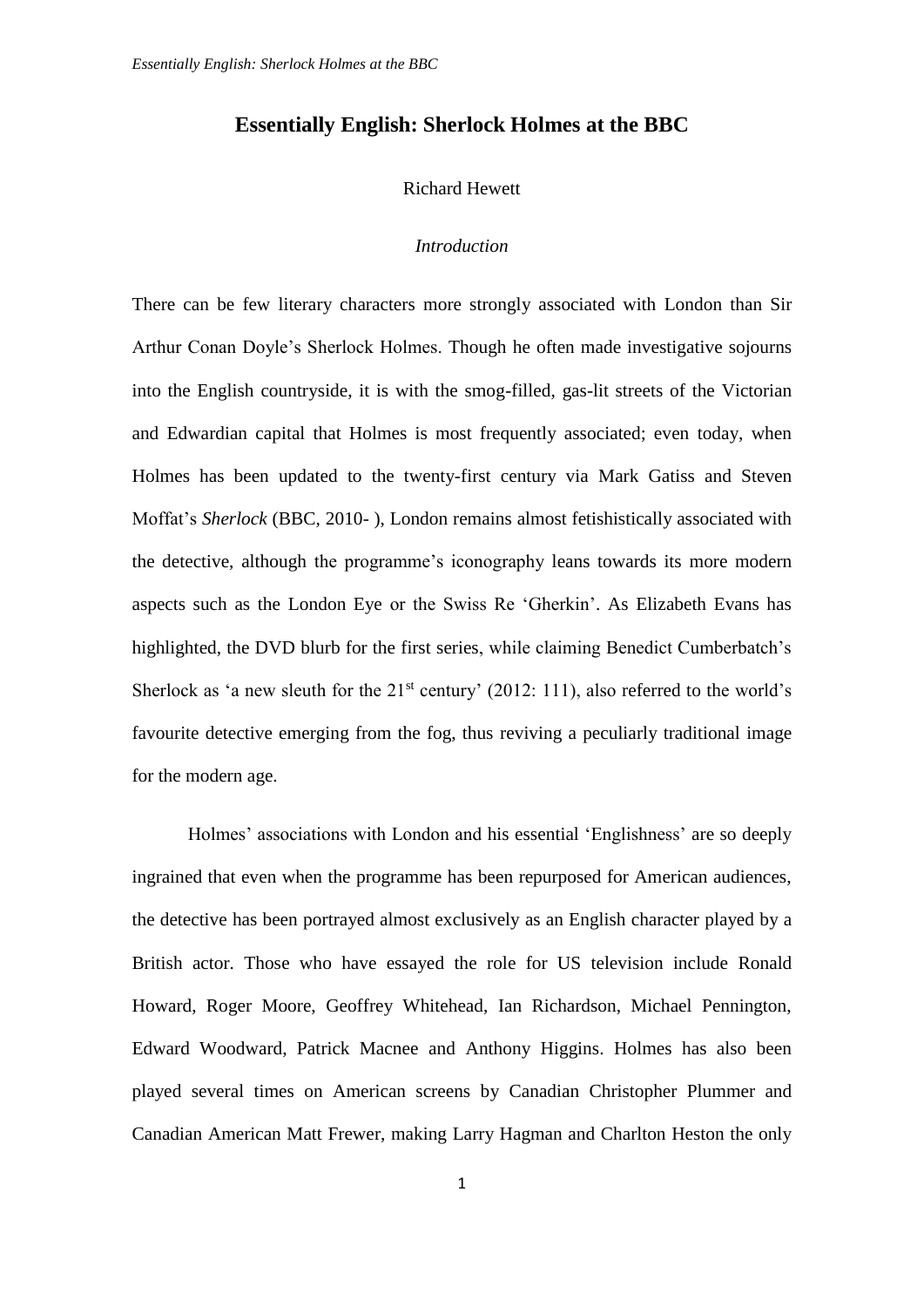# Essentially English: Sherlock Holmes at the BBC

Richard Hewett

*Introduction*

There can be few literary characters more strongly associated with London than Sir Arthur Conan Doyle's Sherlock Holmes. Though he often made investigative sojourns into the English countryside, it is with the smog-filled, gas-lit streets of the Victorian and Edwardian capital that Holmes is most frequently associated; even today, when Holmes has been updated to the twenty-first century via Mark Gatiss and Steven Moffat's *Sherlock* (BBC, 2010- ), London remains almost fetishistically associated with the detective, although the programme's iconography leans towards its more modern aspects such as the London Eye or the Swiss Re 'Gherkin'. As Elizabeth Evans has highlighted, the DVD blurb for the first series, while claiming Benedict Cumberbatch's Sherlock as 'a new sleuth for the 21st century' (2012: 111), also referred to the world's favourite detective emerging from the fog, thus reviving a peculiarly traditional image for the modern age.

Holmes' associations with London and his essential 'Englishness' are so deeply ingrained that even when the programme has been repurposed for American audiences, the detective has been portrayed almost exclusively as an English character played by a British actor. Those who have essayed the role for US television include Ronald Howard, Roger Moore, Geoffrey Whitehead, Ian Richardson, Michael Pennington, Edward Woodward, Patrick Macnee and Anthony Higgins. Holmes has also been played several times on American screens by Canadian Christopher Plummer and Canadian American Matt Frewer, making Larry Hagman and Charlton Heston the only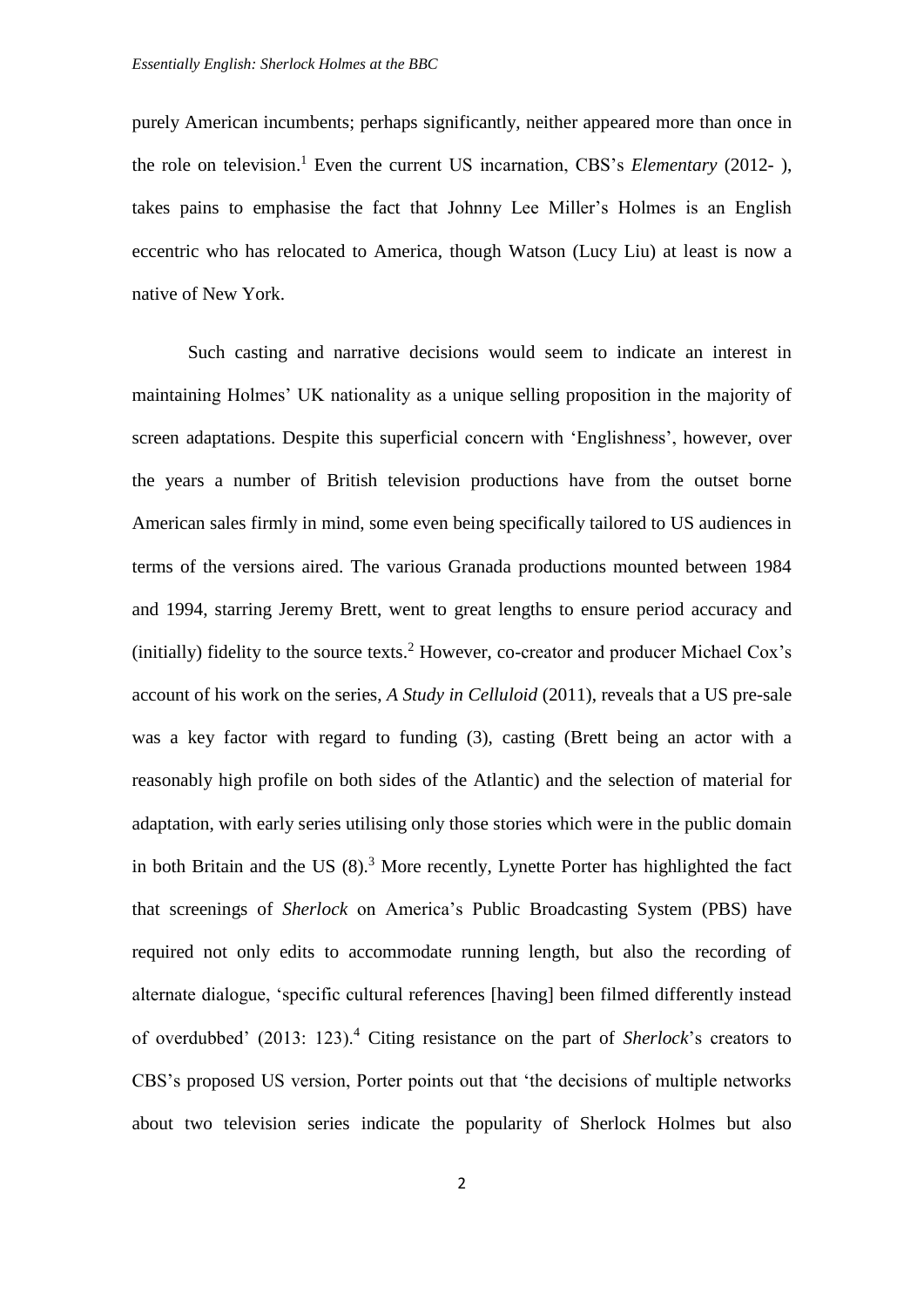purely American incumbents; perhaps significantly, neither appeared more than once in the role on television.[1] Even the current US incarnation, CBS's *Elementary* (2012- ), takes pains to emphasise the fact that Johnny Lee Miller's Holmes is an English eccentric who has relocated to America, though Watson (Lucy Liu) at least is now a native of New York.

Such casting and narrative decisions would seem to indicate an interest in maintaining Holmes' UK nationality as a unique selling proposition in the majority of screen adaptations. Despite this superficial concern with 'Englishness', however, over the years a number of British television productions have from the outset borne American sales firmly in mind, some even being specifically tailored to US audiences in terms of the versions aired. The various Granada productions mounted between 1984 and 1994, starring Jeremy Brett, went to great lengths to ensure period accuracy and (initially) fidelity to the source texts.[2] However, co-creator and producer Michael Cox's account of his work on the series, *A Study in Celluloid* (2011), reveals that a US pre-sale was a key factor with regard to funding (3), casting (Brett being an actor with a reasonably high profile on both sides of the Atlantic) and the selection of material for adaptation, with early series utilising only those stories which were in the public domain in both Britain and the US (8).[3] More recently, Lynette Porter has highlighted the fact that screenings of *Sherlock* on America's Public Broadcasting System (PBS) have required not only edits to accommodate running length, but also the recording of alternate dialogue, 'specific cultural references [having] been filmed differently instead of overdubbed' (2013: 123).[4] Citing resistance on the part of *Sherlock*'s creators to CBS's proposed US version, Porter points out that 'the decisions of multiple networks about two television series indicate the popularity of Sherlock Holmes but also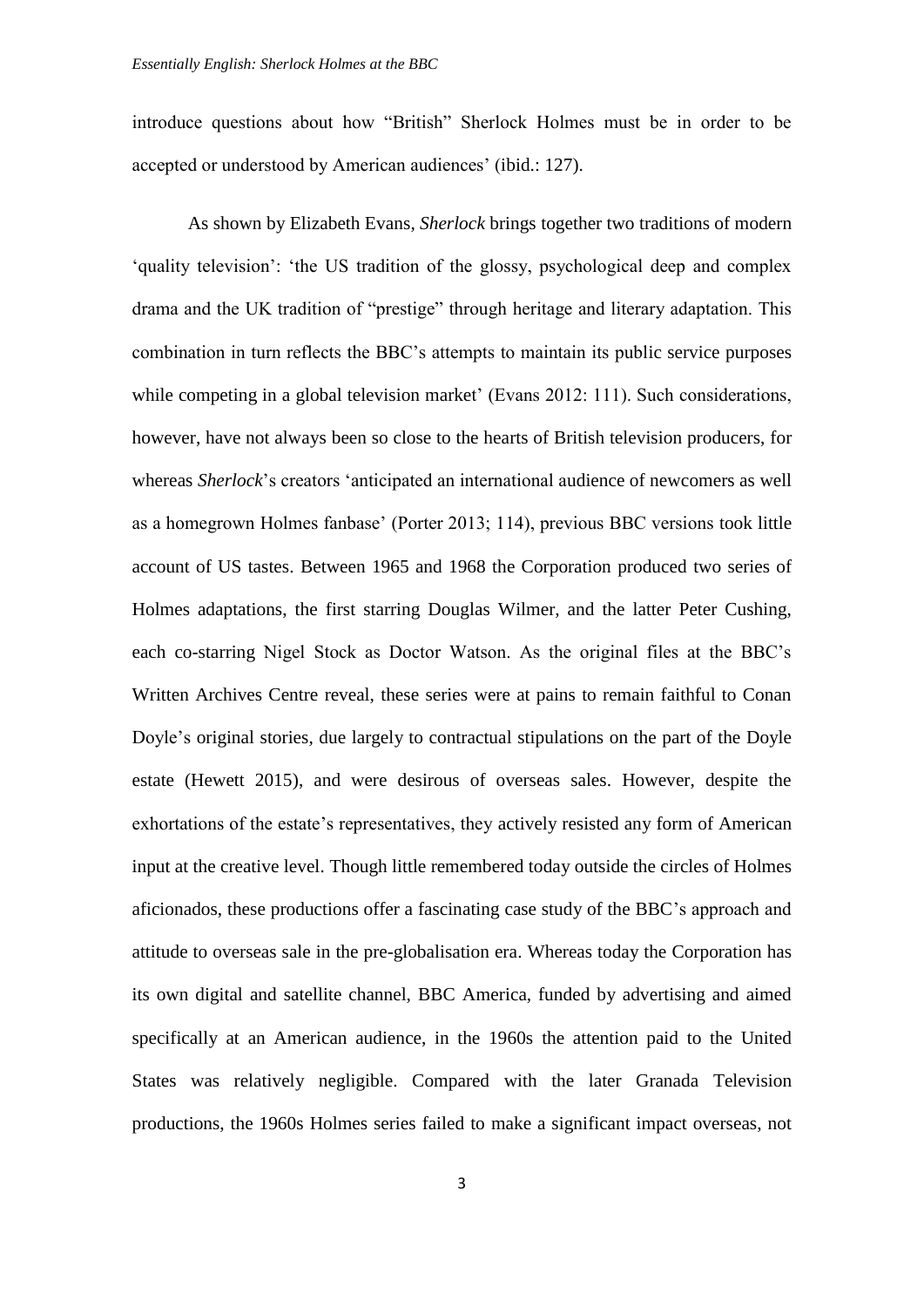introduce questions about how "British" Sherlock Holmes must be in order to be accepted or understood by American audiences' (ibid.: 127).

As shown by Elizabeth Evans, *Sherlock* brings together two traditions of modern 'quality television': 'the US tradition of the glossy, psychological deep and complex drama and the UK tradition of "prestige" through heritage and literary adaptation. This combination in turn reflects the BBC's attempts to maintain its public service purposes while competing in a global television market' (Evans 2012: 111). Such considerations, however, have not always been so close to the hearts of British television producers, for whereas *Sherlock*'s creators 'anticipated an international audience of newcomers as well as a homegrown Holmes fanbase' (Porter 2013; 114), previous BBC versions took little account of US tastes. Between 1965 and 1968 the Corporation produced two series of Holmes adaptations, the first starring Douglas Wilmer, and the latter Peter Cushing, each co-starring Nigel Stock as Doctor Watson. As the original files at the BBC's Written Archives Centre reveal, these series were at pains to remain faithful to Conan Doyle's original stories, due largely to contractual stipulations on the part of the Doyle estate (Hewett 2015), and were desirous of overseas sales. However, despite the exhortations of the estate's representatives, they actively resisted any form of American input at the creative level. Though little remembered today outside the circles of Holmes aficionados, these productions offer a fascinating case study of the BBC's approach and attitude to overseas sale in the pre-globalisation era. Whereas today the Corporation has its own digital and satellite channel, BBC America, funded by advertising and aimed specifically at an American audience, in the 1960s the attention paid to the United States was relatively negligible. Compared with the later Granada Television productions, the 1960s Holmes series failed to make a significant impact overseas, not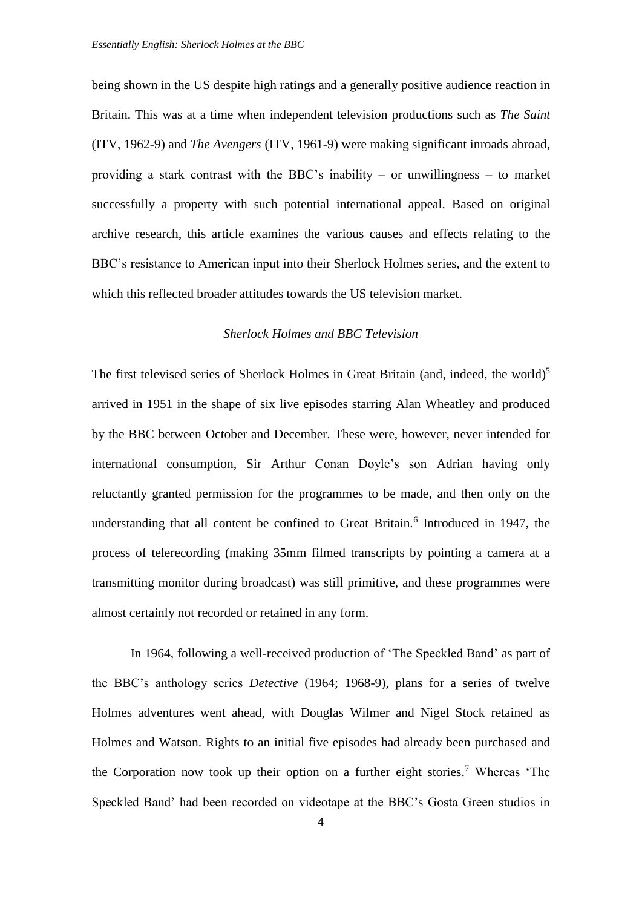being shown in the US despite high ratings and a generally positive audience reaction in Britain. This was at a time when independent television productions such as *The Saint* (ITV, 1962-9) and *The Avengers* (ITV, 1961-9) were making significant inroads abroad, providing a stark contrast with the BBC's inability – or unwillingness – to market successfully a property with such potential international appeal. Based on original archive research, this article examines the various causes and effects relating to the BBC's resistance to American input into their Sherlock Holmes series, and the extent to which this reflected broader attitudes towards the US television market.

## *Sherlock Holmes and BBC Television*

The first televised series of Sherlock Holmes in Great Britain (and, indeed, the world)[5] arrived in 1951 in the shape of six live episodes starring Alan Wheatley and produced by the BBC between October and December. These were, however, never intended for international consumption, Sir Arthur Conan Doyle's son Adrian having only reluctantly granted permission for the programmes to be made, and then only on the understanding that all content be confined to Great Britain.[6] Introduced in 1947, the process of telerecording (making 35mm filmed transcripts by pointing a camera at a transmitting monitor during broadcast) was still primitive, and these programmes were almost certainly not recorded or retained in any form.

In 1964, following a well-received production of 'The Speckled Band' as part of the BBC's anthology series *Detective* (1964; 1968-9), plans for a series of twelve Holmes adventures went ahead, with Douglas Wilmer and Nigel Stock retained as Holmes and Watson. Rights to an initial five episodes had already been purchased and the Corporation now took up their option on a further eight stories.[7] Whereas 'The Speckled Band' had been recorded on videotape at the BBC's Gosta Green studios in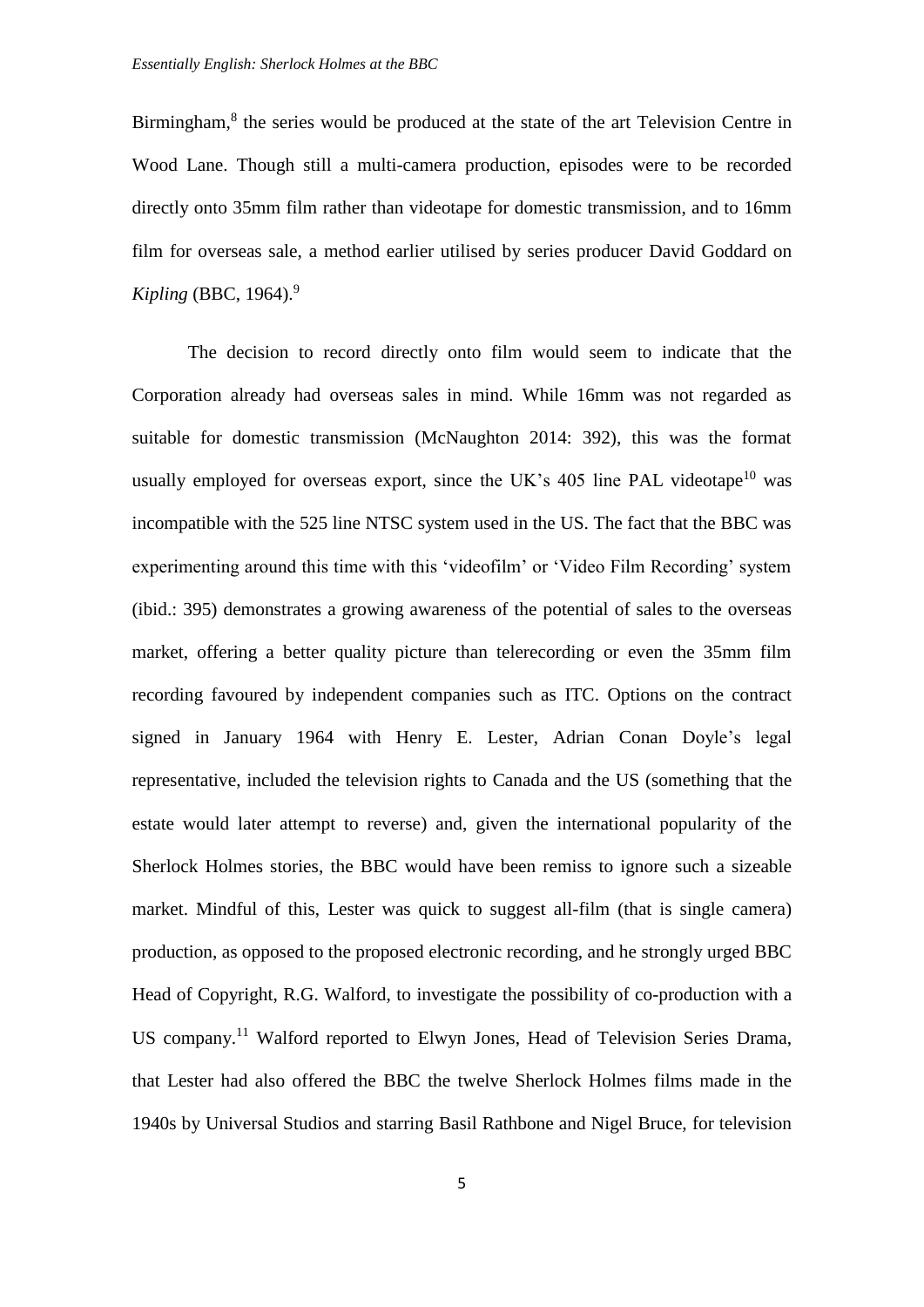Birmingham,[8] the series would be produced at the state of the art Television Centre in Wood Lane. Though still a multi-camera production, episodes were to be recorded directly onto 35mm film rather than videotape for domestic transmission, and to 16mm film for overseas sale, a method earlier utilised by series producer David Goddard on *Kipling* (BBC, 1964).[9]

The decision to record directly onto film would seem to indicate that the Corporation already had overseas sales in mind. While 16mm was not regarded as suitable for domestic transmission (McNaughton 2014: 392), this was the format usually employed for overseas export, since the UK's 405 line PAL videotape[10] was incompatible with the 525 line NTSC system used in the US. The fact that the BBC was experimenting around this time with this 'videofilm' or 'Video Film Recording' system (ibid.: 395) demonstrates a growing awareness of the potential of sales to the overseas market, offering a better quality picture than telerecording or even the 35mm film recording favoured by independent companies such as ITC. Options on the contract signed in January 1964 with Henry E. Lester, Adrian Conan Doyle's legal representative, included the television rights to Canada and the US (something that the estate would later attempt to reverse) and, given the international popularity of the Sherlock Holmes stories, the BBC would have been remiss to ignore such a sizeable market. Mindful of this, Lester was quick to suggest all-film (that is single camera) production, as opposed to the proposed electronic recording, and he strongly urged BBC Head of Copyright, R.G. Walford, to investigate the possibility of co-production with a US company.[11] Walford reported to Elwyn Jones, Head of Television Series Drama, that Lester had also offered the BBC the twelve Sherlock Holmes films made in the 1940s by Universal Studios and starring Basil Rathbone and Nigel Bruce, for television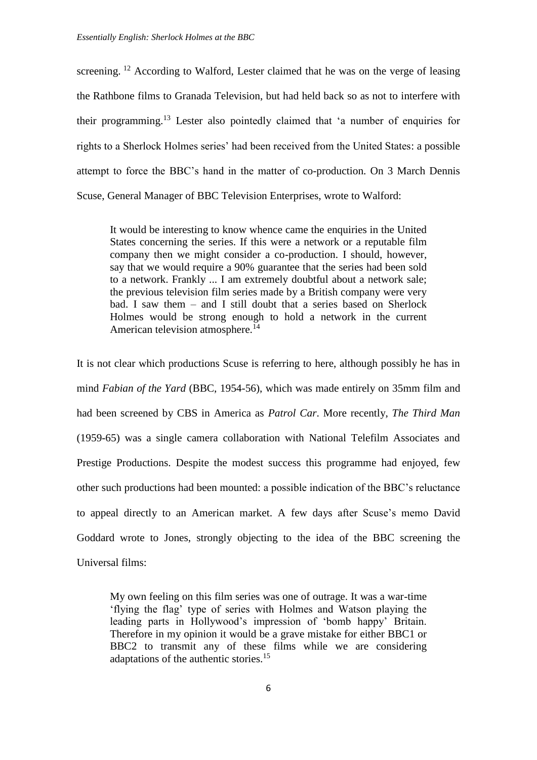screening. [12] According to Walford, Lester claimed that he was on the verge of leasing the Rathbone films to Granada Television, but had held back so as not to interfere with their programming.[13] Lester also pointedly claimed that 'a number of enquiries for rights to a Sherlock Holmes series' had been received from the United States: a possible attempt to force the BBC's hand in the matter of co-production. On 3 March Dennis Scuse, General Manager of BBC Television Enterprises, wrote to Walford:

> It would be interesting to know whence came the enquiries in the United States concerning the series. If this were a network or a reputable film company then we might consider a co-production. I should, however, say that we would require a 90% guarantee that the series had been sold to a network. Frankly ... I am extremely doubtful about a network sale; the previous television film series made by a British company were very bad. I saw them – and I still doubt that a series based on Sherlock Holmes would be strong enough to hold a network in the current American television atmosphere.[14]

It is not clear which productions Scuse is referring to here, although possibly he has in mind *Fabian of the Yard* (BBC, 1954-56), which was made entirely on 35mm film and had been screened by CBS in America as *Patrol Car*. More recently, *The Third Man* (1959-65) was a single camera collaboration with National Telefilm Associates and Prestige Productions. Despite the modest success this programme had enjoyed, few other such productions had been mounted: a possible indication of the BBC's reluctance to appeal directly to an American market. A few days after Scuse's memo David Goddard wrote to Jones, strongly objecting to the idea of the BBC screening the Universal films:

> My own feeling on this film series was one of outrage. It was a war-time 'flying the flag' type of series with Holmes and Watson playing the leading parts in Hollywood's impression of 'bomb happy' Britain. Therefore in my opinion it would be a grave mistake for either BBC1 or BBC2 to transmit any of these films while we are considering adaptations of the authentic stories.[15]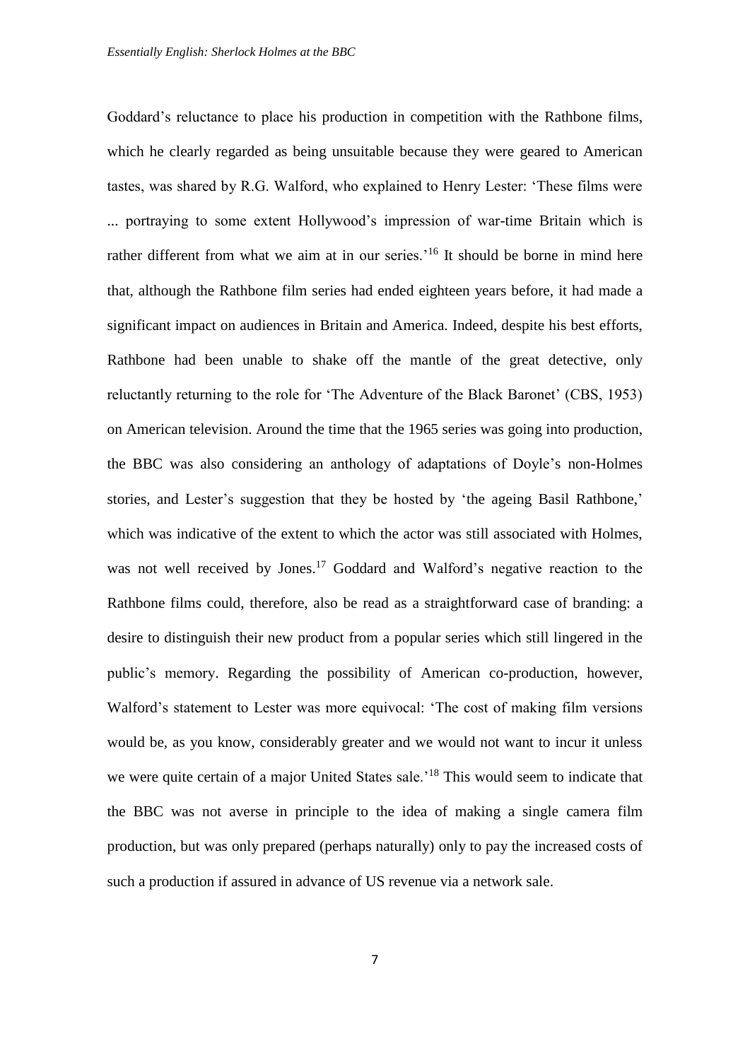Goddard's reluctance to place his production in competition with the Rathbone films, which he clearly regarded as being unsuitable because they were geared to American tastes, was shared by R.G. Walford, who explained to Henry Lester: 'These films were ... portraying to some extent Hollywood's impression of war-time Britain which is rather different from what we aim at in our series.'[16] It should be borne in mind here that, although the Rathbone film series had ended eighteen years before, it had made a significant impact on audiences in Britain and America. Indeed, despite his best efforts, Rathbone had been unable to shake off the mantle of the great detective, only reluctantly returning to the role for 'The Adventure of the Black Baronet' (CBS, 1953) on American television. Around the time that the 1965 series was going into production, the BBC was also considering an anthology of adaptations of Doyle's non-Holmes stories, and Lester's suggestion that they be hosted by 'the ageing Basil Rathbone,' which was indicative of the extent to which the actor was still associated with Holmes, was not well received by Jones.[17] Goddard and Walford's negative reaction to the Rathbone films could, therefore, also be read as a straightforward case of branding: a desire to distinguish their new product from a popular series which still lingered in the public's memory. Regarding the possibility of American co-production, however, Walford's statement to Lester was more equivocal: 'The cost of making film versions would be, as you know, considerably greater and we would not want to incur it unless we were quite certain of a major United States sale.'[18] This would seem to indicate that the BBC was not averse in principle to the idea of making a single camera film production, but was only prepared (perhaps naturally) only to pay the increased costs of such a production if assured in advance of US revenue via a network sale.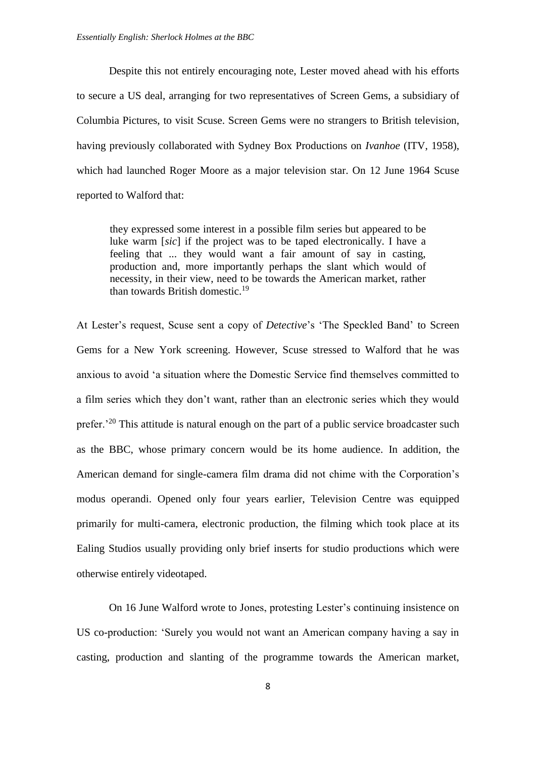Despite this not entirely encouraging note, Lester moved ahead with his efforts to secure a US deal, arranging for two representatives of Screen Gems, a subsidiary of Columbia Pictures, to visit Scuse. Screen Gems were no strangers to British television, having previously collaborated with Sydney Box Productions on *Ivanhoe* (ITV, 1958), which had launched Roger Moore as a major television star. On 12 June 1964 Scuse reported to Walford that:

> they expressed some interest in a possible film series but appeared to be luke warm [*sic*] if the project was to be taped electronically. I have a feeling that ... they would want a fair amount of say in casting, production and, more importantly perhaps the slant which would of necessity, in their view, need to be towards the American market, rather than towards British domestic.[19]

At Lester's request, Scuse sent a copy of *Detective*'s 'The Speckled Band' to Screen Gems for a New York screening. However, Scuse stressed to Walford that he was anxious to avoid 'a situation where the Domestic Service find themselves committed to a film series which they don't want, rather than an electronic series which they would prefer.'[20] This attitude is natural enough on the part of a public service broadcaster such as the BBC, whose primary concern would be its home audience. In addition, the American demand for single-camera film drama did not chime with the Corporation's modus operandi. Opened only four years earlier, Television Centre was equipped primarily for multi-camera, electronic production, the filming which took place at its Ealing Studios usually providing only brief inserts for studio productions which were otherwise entirely videotaped.

On 16 June Walford wrote to Jones, protesting Lester's continuing insistence on US co-production: 'Surely you would not want an American company having a say in casting, production and slanting of the programme towards the American market,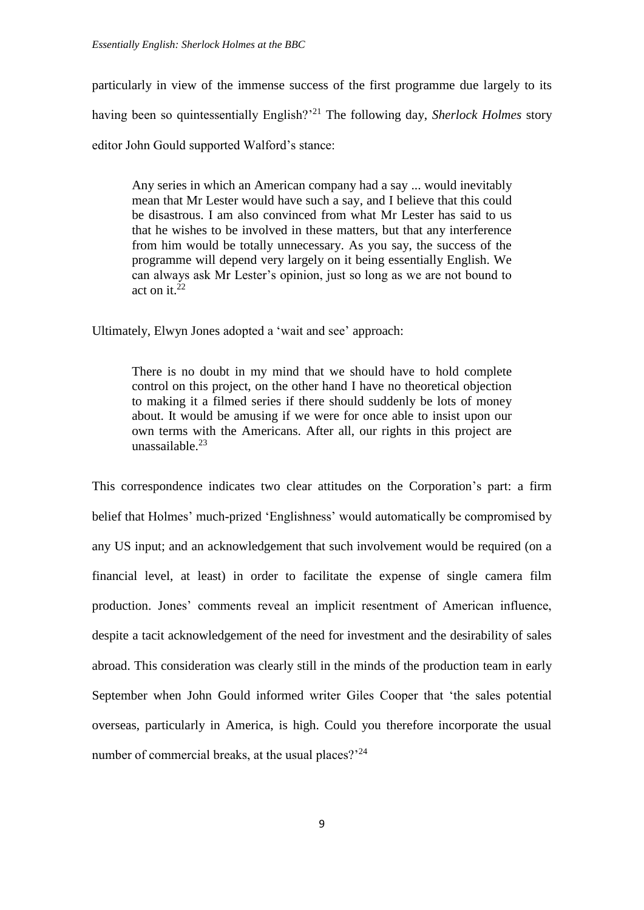particularly in view of the immense success of the first programme due largely to its having been so quintessentially English?'[21] The following day, *Sherlock Holmes* story editor John Gould supported Walford's stance:

> Any series in which an American company had a say ... would inevitably mean that Mr Lester would have such a say, and I believe that this could be disastrous. I am also convinced from what Mr Lester has said to us that he wishes to be involved in these matters, but that any interference from him would be totally unnecessary. As you say, the success of the programme will depend very largely on it being essentially English. We can always ask Mr Lester's opinion, just so long as we are not bound to act on it.[22]

Ultimately, Elwyn Jones adopted a 'wait and see' approach:

> There is no doubt in my mind that we should have to hold complete control on this project, on the other hand I have no theoretical objection to making it a filmed series if there should suddenly be lots of money about. It would be amusing if we were for once able to insist upon our own terms with the Americans. After all, our rights in this project are unassailable.[23]

This correspondence indicates two clear attitudes on the Corporation's part: a firm belief that Holmes' much-prized 'Englishness' would automatically be compromised by any US input; and an acknowledgement that such involvement would be required (on a financial level, at least) in order to facilitate the expense of single camera film production. Jones' comments reveal an implicit resentment of American influence, despite a tacit acknowledgement of the need for investment and the desirability of sales abroad. This consideration was clearly still in the minds of the production team in early September when John Gould informed writer Giles Cooper that 'the sales potential overseas, particularly in America, is high. Could you therefore incorporate the usual number of commercial breaks, at the usual places?'[24]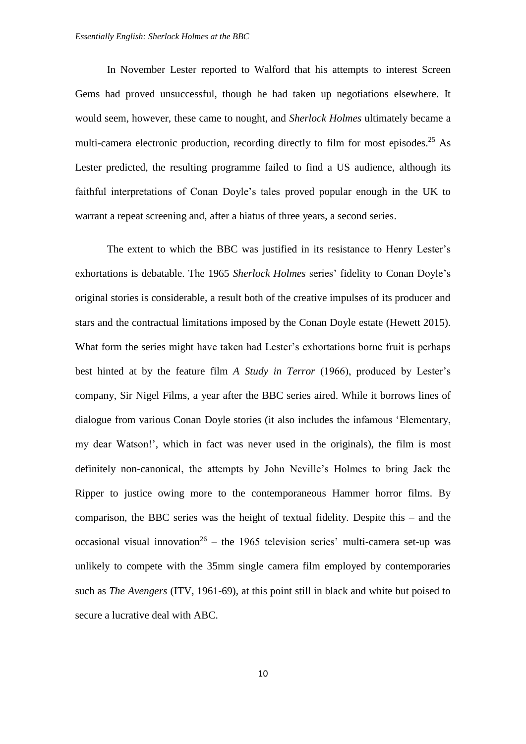In November Lester reported to Walford that his attempts to interest Screen Gems had proved unsuccessful, though he had taken up negotiations elsewhere. It would seem, however, these came to nought, and *Sherlock Holmes* ultimately became a multi-camera electronic production, recording directly to film for most episodes.[25] As Lester predicted, the resulting programme failed to find a US audience, although its faithful interpretations of Conan Doyle's tales proved popular enough in the UK to warrant a repeat screening and, after a hiatus of three years, a second series.

The extent to which the BBC was justified in its resistance to Henry Lester's exhortations is debatable. The 1965 *Sherlock Holmes* series' fidelity to Conan Doyle's original stories is considerable, a result both of the creative impulses of its producer and stars and the contractual limitations imposed by the Conan Doyle estate (Hewett 2015). What form the series might have taken had Lester's exhortations borne fruit is perhaps best hinted at by the feature film *A Study in Terror* (1966), produced by Lester's company, Sir Nigel Films, a year after the BBC series aired. While it borrows lines of dialogue from various Conan Doyle stories (it also includes the infamous 'Elementary, my dear Watson!', which in fact was never used in the originals), the film is most definitely non-canonical, the attempts by John Neville's Holmes to bring Jack the Ripper to justice owing more to the contemporaneous Hammer horror films. By comparison, the BBC series was the height of textual fidelity. Despite this – and the occasional visual innovation[26] – the 1965 television series' multi-camera set-up was unlikely to compete with the 35mm single camera film employed by contemporaries such as *The Avengers* (ITV, 1961-69), at this point still in black and white but poised to secure a lucrative deal with ABC.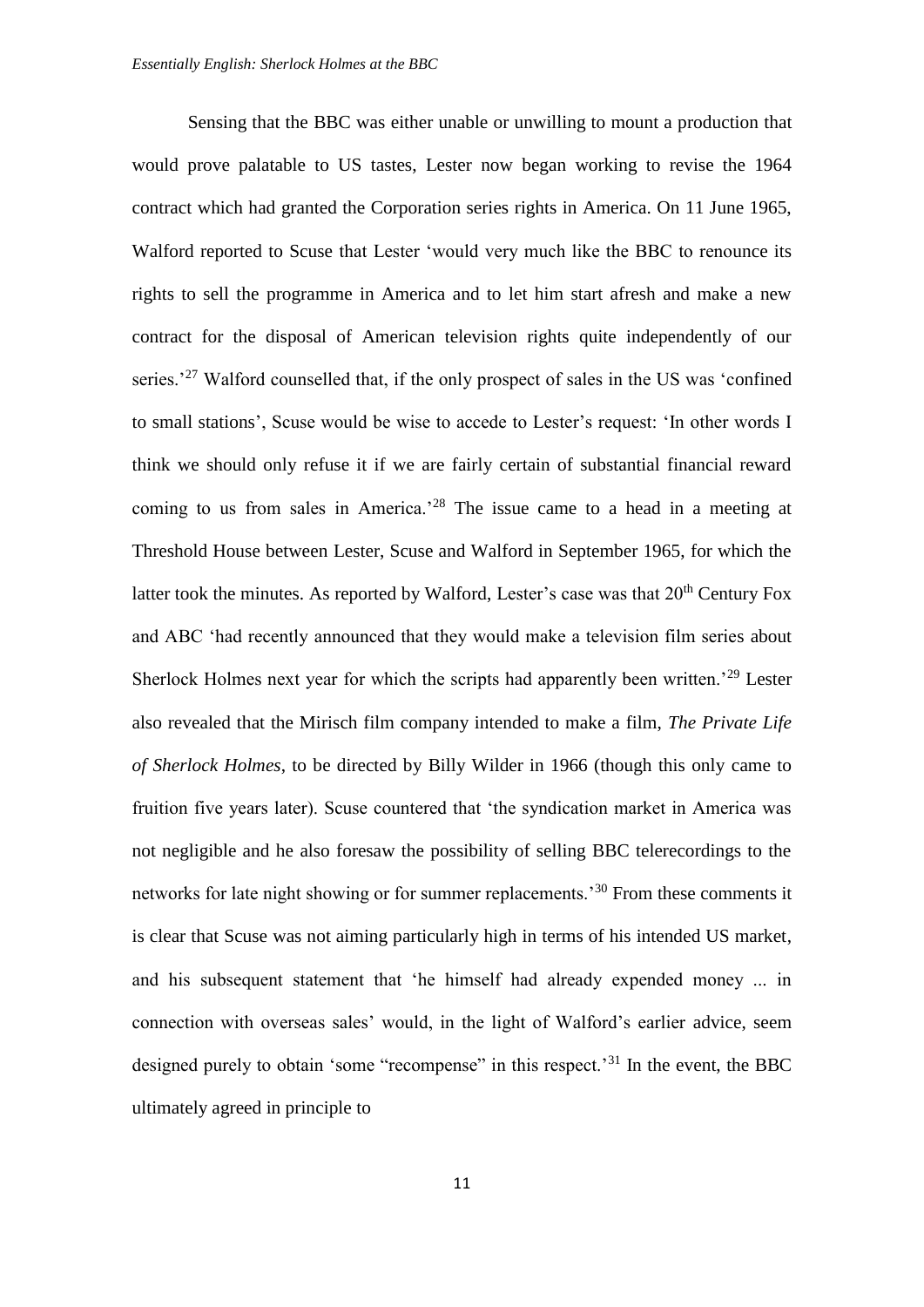Sensing that the BBC was either unable or unwilling to mount a production that would prove palatable to US tastes, Lester now began working to revise the 1964 contract which had granted the Corporation series rights in America. On 11 June 1965, Walford reported to Scuse that Lester 'would very much like the BBC to renounce its rights to sell the programme in America and to let him start afresh and make a new contract for the disposal of American television rights quite independently of our series.'[27] Walford counselled that, if the only prospect of sales in the US was 'confined to small stations', Scuse would be wise to accede to Lester's request: 'In other words I think we should only refuse it if we are fairly certain of substantial financial reward coming to us from sales in America.'[28] The issue came to a head in a meeting at Threshold House between Lester, Scuse and Walford in September 1965, for which the latter took the minutes. As reported by Walford, Lester's case was that 20th Century Fox and ABC 'had recently announced that they would make a television film series about Sherlock Holmes next year for which the scripts had apparently been written.'[29] Lester also revealed that the Mirisch film company intended to make a film, *The Private Life of Sherlock Holmes*, to be directed by Billy Wilder in 1966 (though this only came to fruition five years later). Scuse countered that 'the syndication market in America was not negligible and he also foresaw the possibility of selling BBC telerecordings to the networks for late night showing or for summer replacements.'[30] From these comments it is clear that Scuse was not aiming particularly high in terms of his intended US market, and his subsequent statement that 'he himself had already expended money ... in connection with overseas sales' would, in the light of Walford's earlier advice, seem designed purely to obtain 'some "recompense" in this respect.'[31] In the event, the BBC ultimately agreed in principle to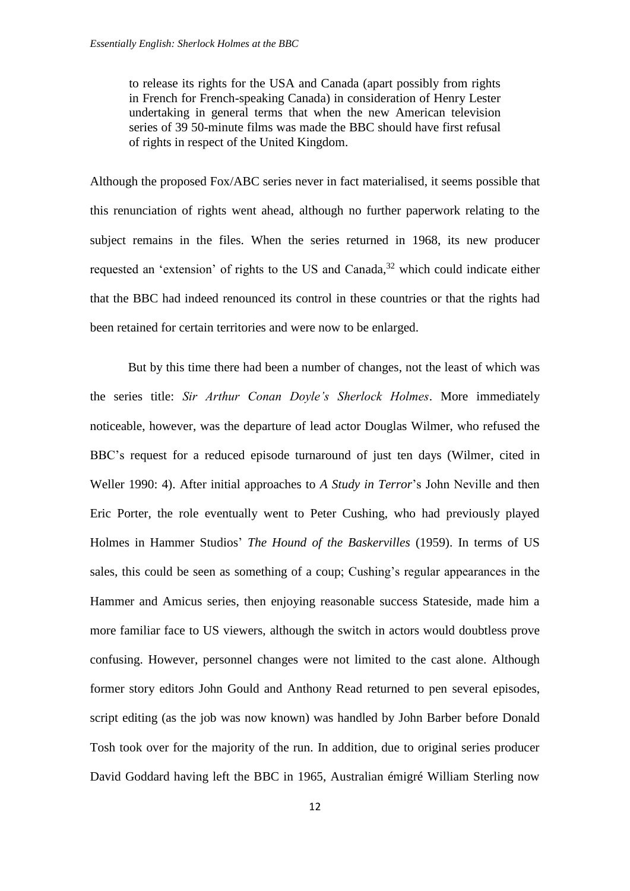> to release its rights for the USA and Canada (apart possibly from rights in French for French-speaking Canada) in consideration of Henry Lester undertaking in general terms that when the new American television series of 39 50-minute films was made the BBC should have first refusal of rights in respect of the United Kingdom.

Although the proposed Fox/ABC series never in fact materialised, it seems possible that this renunciation of rights went ahead, although no further paperwork relating to the subject remains in the files. When the series returned in 1968, its new producer requested an 'extension' of rights to the US and Canada,[32] which could indicate either that the BBC had indeed renounced its control in these countries or that the rights had been retained for certain territories and were now to be enlarged.

But by this time there had been a number of changes, not the least of which was the series title: *Sir Arthur Conan Doyle's Sherlock Holmes*. More immediately noticeable, however, was the departure of lead actor Douglas Wilmer, who refused the BBC's request for a reduced episode turnaround of just ten days (Wilmer, cited in Weller 1990: 4). After initial approaches to *A Study in Terror*'s John Neville and then Eric Porter, the role eventually went to Peter Cushing, who had previously played Holmes in Hammer Studios' *The Hound of the Baskervilles* (1959). In terms of US sales, this could be seen as something of a coup; Cushing's regular appearances in the Hammer and Amicus series, then enjoying reasonable success Stateside, made him a more familiar face to US viewers, although the switch in actors would doubtless prove confusing. However, personnel changes were not limited to the cast alone. Although former story editors John Gould and Anthony Read returned to pen several episodes, script editing (as the job was now known) was handled by John Barber before Donald Tosh took over for the majority of the run. In addition, due to original series producer David Goddard having left the BBC in 1965, Australian émigré William Sterling now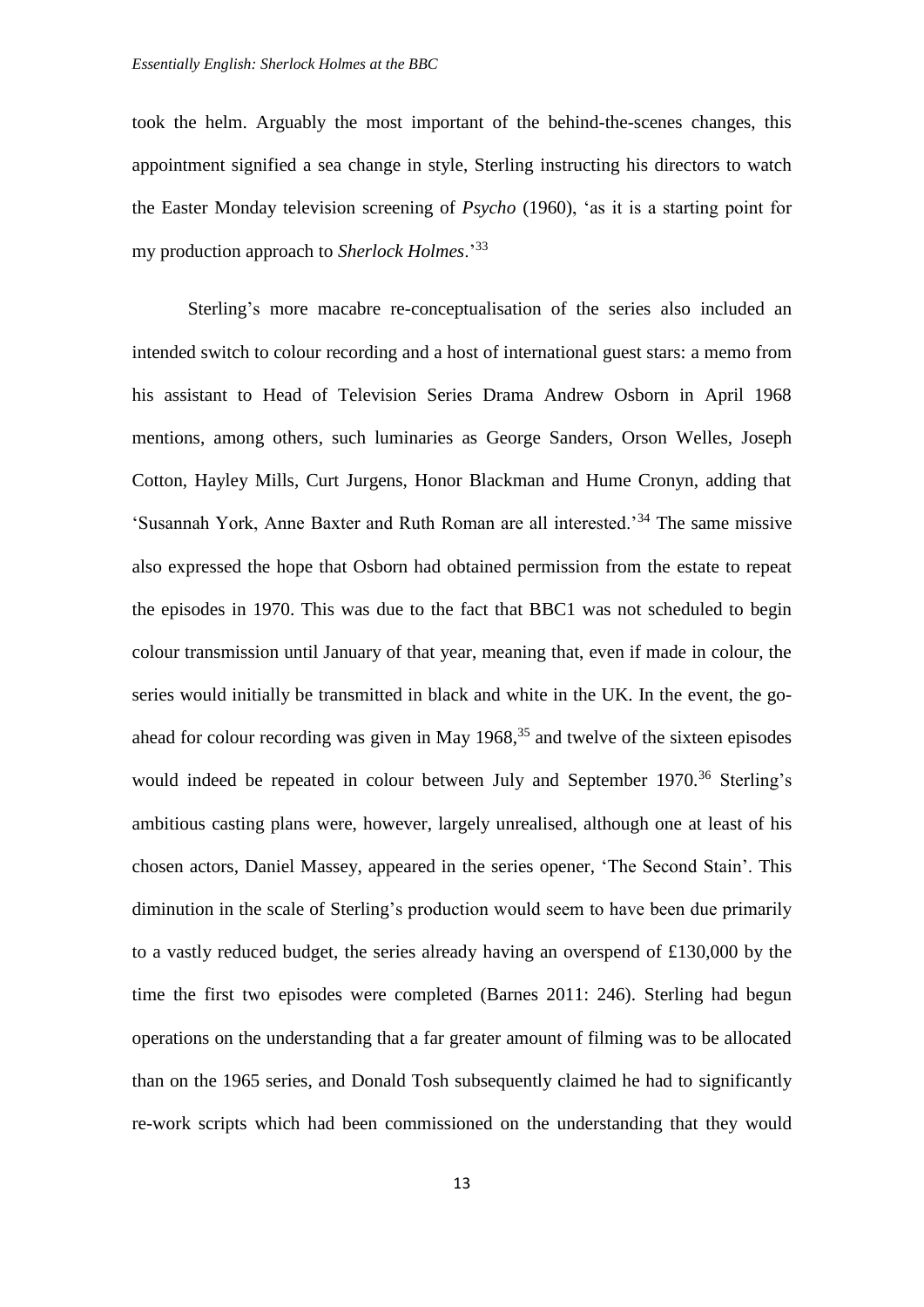took the helm. Arguably the most important of the behind-the-scenes changes, this appointment signified a sea change in style, Sterling instructing his directors to watch the Easter Monday television screening of *Psycho* (1960), 'as it is a starting point for my production approach to *Sherlock Holmes*.'[33]

Sterling's more macabre re-conceptualisation of the series also included an intended switch to colour recording and a host of international guest stars: a memo from his assistant to Head of Television Series Drama Andrew Osborn in April 1968 mentions, among others, such luminaries as George Sanders, Orson Welles, Joseph Cotton, Hayley Mills, Curt Jurgens, Honor Blackman and Hume Cronyn, adding that 'Susannah York, Anne Baxter and Ruth Roman are all interested.'[34] The same missive also expressed the hope that Osborn had obtained permission from the estate to repeat the episodes in 1970. This was due to the fact that BBC1 was not scheduled to begin colour transmission until January of that year, meaning that, even if made in colour, the series would initially be transmitted in black and white in the UK. In the event, the go-ahead for colour recording was given in May 1968,[35] and twelve of the sixteen episodes would indeed be repeated in colour between July and September 1970.[36] Sterling's ambitious casting plans were, however, largely unrealised, although one at least of his chosen actors, Daniel Massey, appeared in the series opener, 'The Second Stain'. This diminution in the scale of Sterling's production would seem to have been due primarily to a vastly reduced budget, the series already having an overspend of £130,000 by the time the first two episodes were completed (Barnes 2011: 246). Sterling had begun operations on the understanding that a far greater amount of filming was to be allocated than on the 1965 series, and Donald Tosh subsequently claimed he had to significantly re-work scripts which had been commissioned on the understanding that they would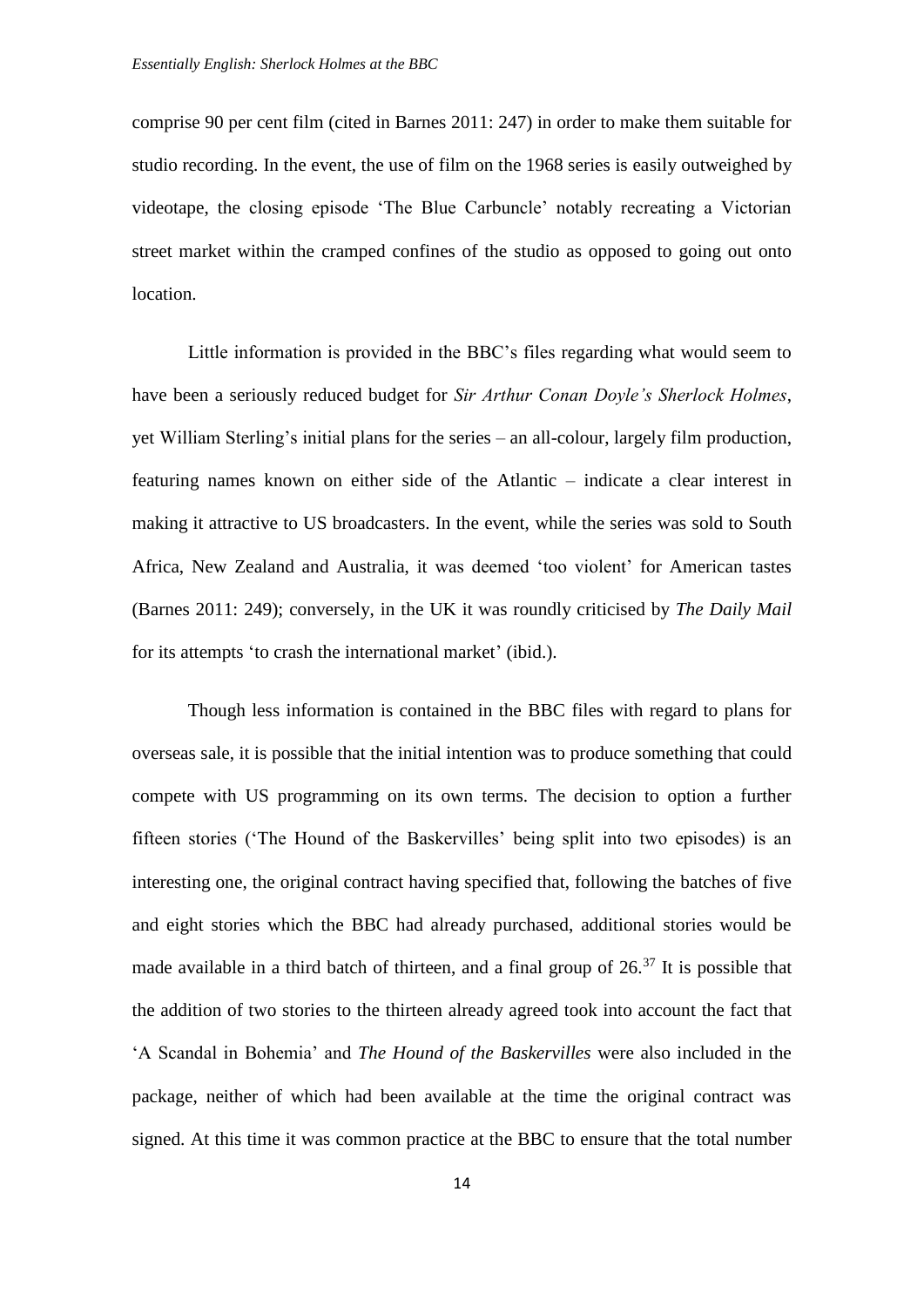comprise 90 per cent film (cited in Barnes 2011: 247) in order to make them suitable for studio recording. In the event, the use of film on the 1968 series is easily outweighed by videotape, the closing episode 'The Blue Carbuncle' notably recreating a Victorian street market within the cramped confines of the studio as opposed to going out onto location.

Little information is provided in the BBC's files regarding what would seem to have been a seriously reduced budget for *Sir Arthur Conan Doyle's Sherlock Holmes*, yet William Sterling's initial plans for the series – an all-colour, largely film production, featuring names known on either side of the Atlantic – indicate a clear interest in making it attractive to US broadcasters. In the event, while the series was sold to South Africa, New Zealand and Australia, it was deemed 'too violent' for American tastes (Barnes 2011: 249); conversely, in the UK it was roundly criticised by *The Daily Mail* for its attempts 'to crash the international market' (ibid.).

Though less information is contained in the BBC files with regard to plans for overseas sale, it is possible that the initial intention was to produce something that could compete with US programming on its own terms. The decision to option a further fifteen stories ('The Hound of the Baskervilles' being split into two episodes) is an interesting one, the original contract having specified that, following the batches of five and eight stories which the BBC had already purchased, additional stories would be made available in a third batch of thirteen, and a final group of 26.[37] It is possible that the addition of two stories to the thirteen already agreed took into account the fact that 'A Scandal in Bohemia' and *The Hound of the Baskervilles* were also included in the package, neither of which had been available at the time the original contract was signed. At this time it was common practice at the BBC to ensure that the total number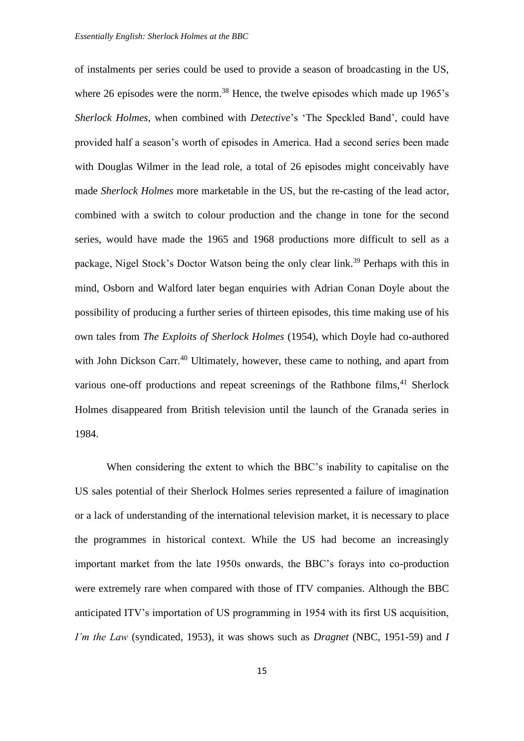of instalments per series could be used to provide a season of broadcasting in the US, where 26 episodes were the norm.[38] Hence, the twelve episodes which made up 1965's *Sherlock Holmes*, when combined with *Detective*'s 'The Speckled Band', could have provided half a season's worth of episodes in America. Had a second series been made with Douglas Wilmer in the lead role, a total of 26 episodes might conceivably have made *Sherlock Holmes* more marketable in the US, but the re-casting of the lead actor, combined with a switch to colour production and the change in tone for the second series, would have made the 1965 and 1968 productions more difficult to sell as a package, Nigel Stock's Doctor Watson being the only clear link.[39] Perhaps with this in mind, Osborn and Walford later began enquiries with Adrian Conan Doyle about the possibility of producing a further series of thirteen episodes, this time making use of his own tales from *The Exploits of Sherlock Holmes* (1954), which Doyle had co-authored with John Dickson Carr.[40] Ultimately, however, these came to nothing, and apart from various one-off productions and repeat screenings of the Rathbone films,[41] Sherlock Holmes disappeared from British television until the launch of the Granada series in 1984.

When considering the extent to which the BBC's inability to capitalise on the US sales potential of their Sherlock Holmes series represented a failure of imagination or a lack of understanding of the international television market, it is necessary to place the programmes in historical context. While the US had become an increasingly important market from the late 1950s onwards, the BBC's forays into co-production were extremely rare when compared with those of ITV companies. Although the BBC anticipated ITV's importation of US programming in 1954 with its first US acquisition, *I'm the Law* (syndicated, 1953), it was shows such as *Dragnet* (NBC, 1951-59) and *I*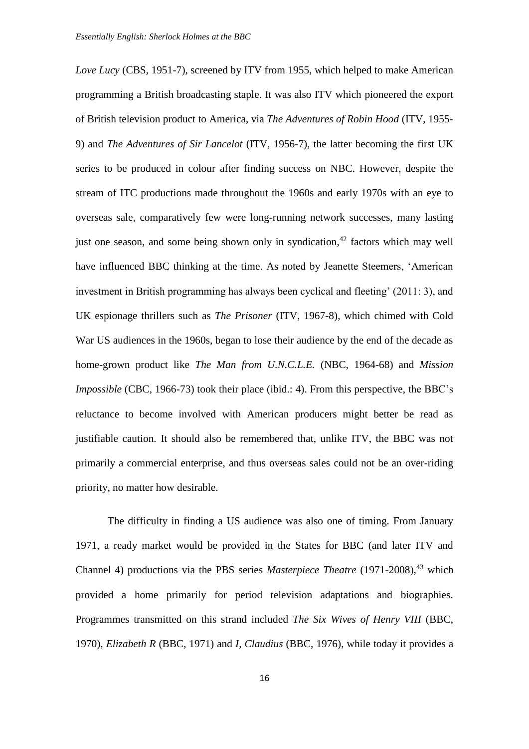*Love Lucy* (CBS, 1951-7), screened by ITV from 1955, which helped to make American programming a British broadcasting staple. It was also ITV which pioneered the export of British television product to America, via *The Adventures of Robin Hood* (ITV, 1955-9) and *The Adventures of Sir Lancelot* (ITV, 1956-7), the latter becoming the first UK series to be produced in colour after finding success on NBC. However, despite the stream of ITC productions made throughout the 1960s and early 1970s with an eye to overseas sale, comparatively few were long-running network successes, many lasting just one season, and some being shown only in syndication,[42] factors which may well have influenced BBC thinking at the time. As noted by Jeanette Steemers, 'American investment in British programming has always been cyclical and fleeting' (2011: 3), and UK espionage thrillers such as *The Prisoner* (ITV, 1967-8), which chimed with Cold War US audiences in the 1960s, began to lose their audience by the end of the decade as home-grown product like *The Man from U.N.C.L.E.* (NBC, 1964-68) and *Mission Impossible* (CBC, 1966-73) took their place (ibid.: 4). From this perspective, the BBC's reluctance to become involved with American producers might better be read as justifiable caution. It should also be remembered that, unlike ITV, the BBC was not primarily a commercial enterprise, and thus overseas sales could not be an over-riding priority, no matter how desirable.

The difficulty in finding a US audience was also one of timing. From January 1971, a ready market would be provided in the States for BBC (and later ITV and Channel 4) productions via the PBS series *Masterpiece Theatre* (1971-2008),[43] which provided a home primarily for period television adaptations and biographies. Programmes transmitted on this strand included *The Six Wives of Henry VIII* (BBC, 1970), *Elizabeth R* (BBC, 1971) and *I, Claudius* (BBC, 1976), while today it provides a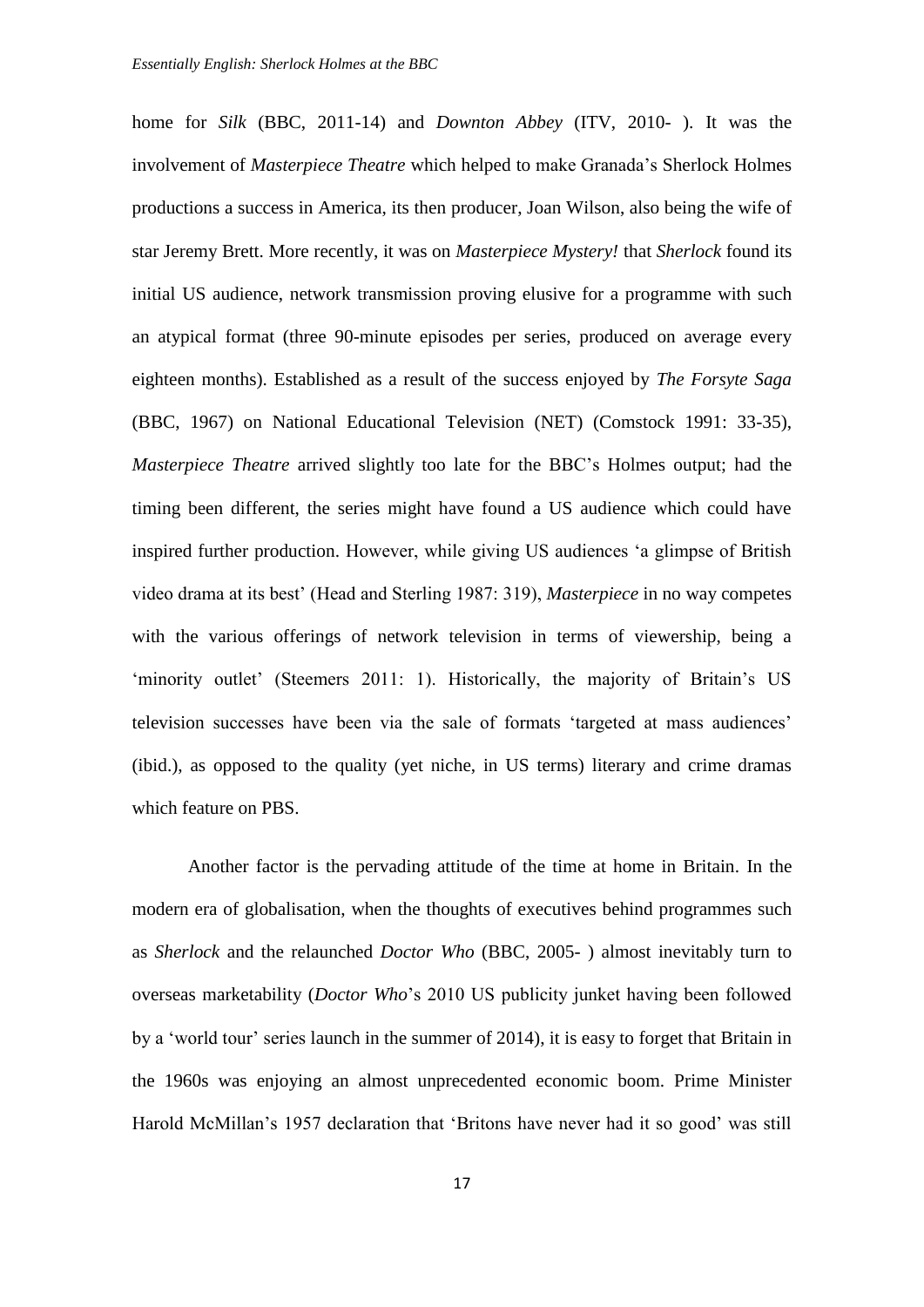home for *Silk* (BBC, 2011-14) and *Downton Abbey* (ITV, 2010- ). It was the involvement of *Masterpiece Theatre* which helped to make Granada's Sherlock Holmes productions a success in America, its then producer, Joan Wilson, also being the wife of star Jeremy Brett. More recently, it was on *Masterpiece Mystery!* that *Sherlock* found its initial US audience, network transmission proving elusive for a programme with such an atypical format (three 90-minute episodes per series, produced on average every eighteen months). Established as a result of the success enjoyed by *The Forsyte Saga* (BBC, 1967) on National Educational Television (NET) (Comstock 1991: 33-35), *Masterpiece Theatre* arrived slightly too late for the BBC's Holmes output; had the timing been different, the series might have found a US audience which could have inspired further production. However, while giving US audiences 'a glimpse of British video drama at its best' (Head and Sterling 1987: 319), *Masterpiece* in no way competes with the various offerings of network television in terms of viewership, being a 'minority outlet' (Steemers 2011: 1). Historically, the majority of Britain's US television successes have been via the sale of formats 'targeted at mass audiences' (ibid.), as opposed to the quality (yet niche, in US terms) literary and crime dramas which feature on PBS.

Another factor is the pervading attitude of the time at home in Britain. In the modern era of globalisation, when the thoughts of executives behind programmes such as *Sherlock* and the relaunched *Doctor Who* (BBC, 2005- ) almost inevitably turn to overseas marketability (*Doctor Who*'s 2010 US publicity junket having been followed by a 'world tour' series launch in the summer of 2014), it is easy to forget that Britain in the 1960s was enjoying an almost unprecedented economic boom. Prime Minister Harold McMillan's 1957 declaration that 'Britons have never had it so good' was still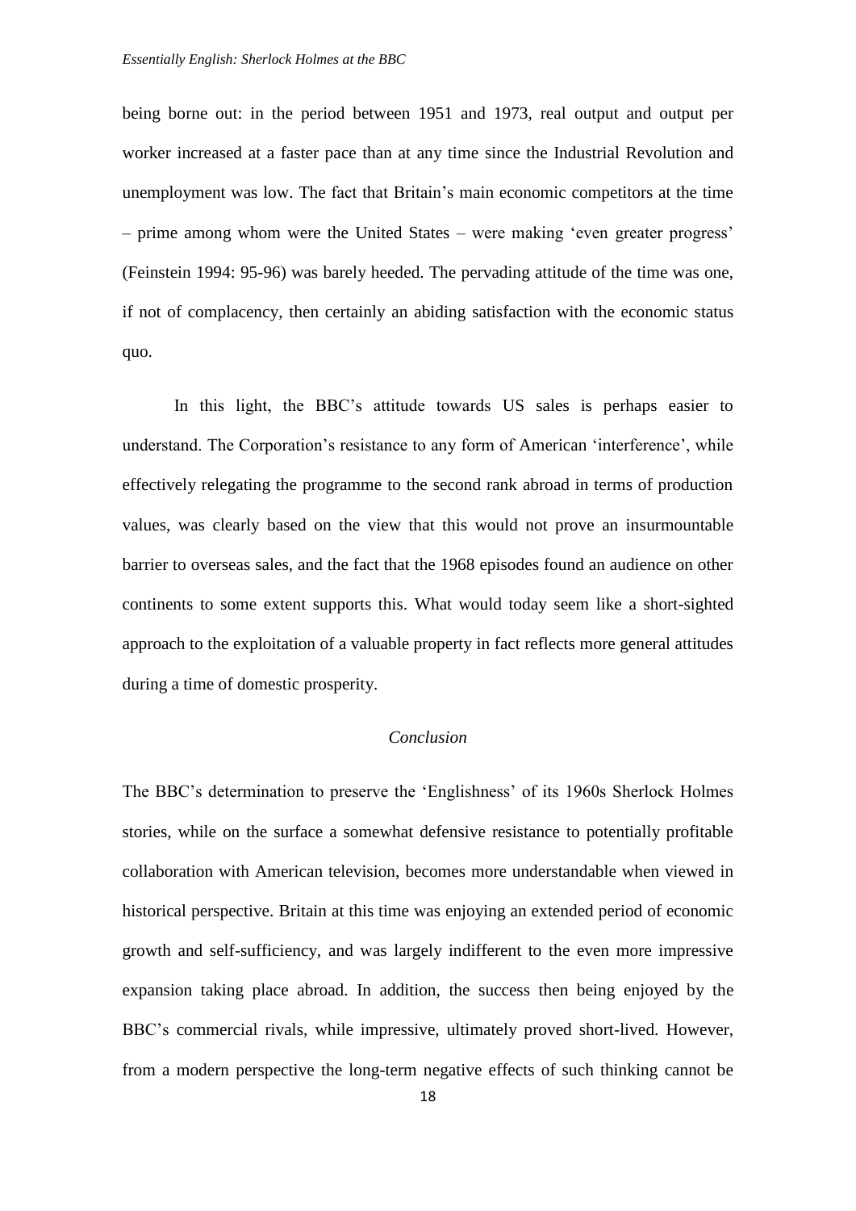being borne out: in the period between 1951 and 1973, real output and output per worker increased at a faster pace than at any time since the Industrial Revolution and unemployment was low. The fact that Britain's main economic competitors at the time – prime among whom were the United States – were making 'even greater progress' (Feinstein 1994: 95-96) was barely heeded. The pervading attitude of the time was one, if not of complacency, then certainly an abiding satisfaction with the economic status quo.

In this light, the BBC's attitude towards US sales is perhaps easier to understand. The Corporation's resistance to any form of American 'interference', while effectively relegating the programme to the second rank abroad in terms of production values, was clearly based on the view that this would not prove an insurmountable barrier to overseas sales, and the fact that the 1968 episodes found an audience on other continents to some extent supports this. What would today seem like a short-sighted approach to the exploitation of a valuable property in fact reflects more general attitudes during a time of domestic prosperity.

## *Conclusion*

The BBC's determination to preserve the 'Englishness' of its 1960s Sherlock Holmes stories, while on the surface a somewhat defensive resistance to potentially profitable collaboration with American television, becomes more understandable when viewed in historical perspective. Britain at this time was enjoying an extended period of economic growth and self-sufficiency, and was largely indifferent to the even more impressive expansion taking place abroad. In addition, the success then being enjoyed by the BBC's commercial rivals, while impressive, ultimately proved short-lived. However, from a modern perspective the long-term negative effects of such thinking cannot be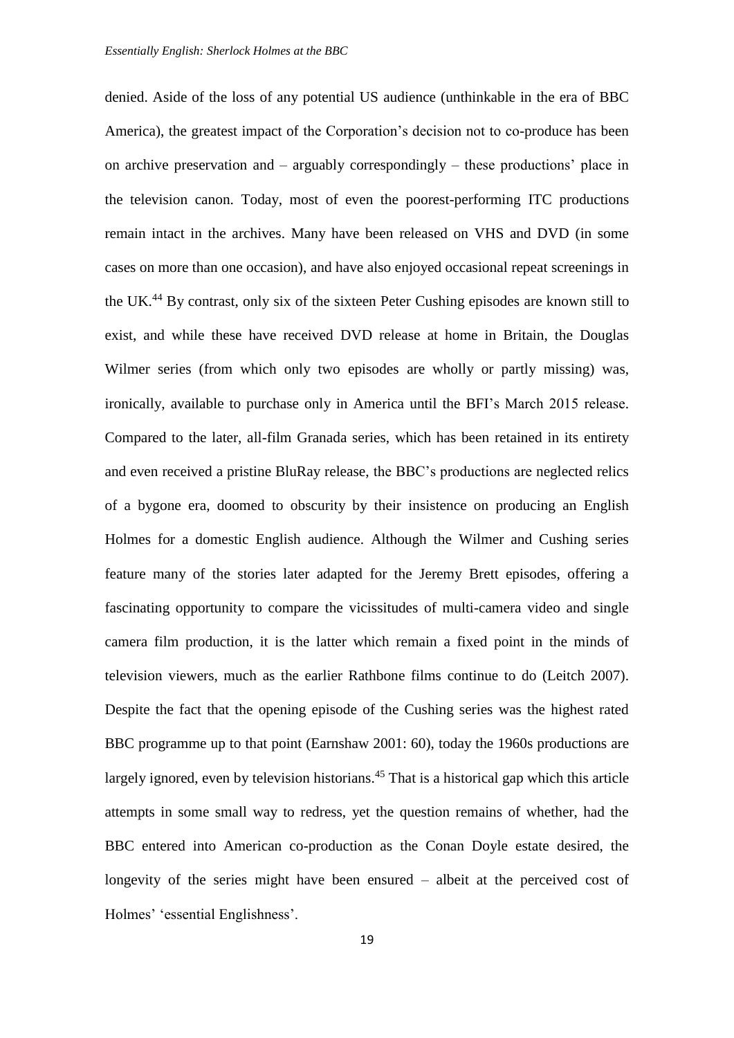denied. Aside of the loss of any potential US audience (unthinkable in the era of BBC America), the greatest impact of the Corporation's decision not to co-produce has been on archive preservation and – arguably correspondingly – these productions' place in the television canon. Today, most of even the poorest-performing ITC productions remain intact in the archives. Many have been released on VHS and DVD (in some cases on more than one occasion), and have also enjoyed occasional repeat screenings in the UK.[44] By contrast, only six of the sixteen Peter Cushing episodes are known still to exist, and while these have received DVD release at home in Britain, the Douglas Wilmer series (from which only two episodes are wholly or partly missing) was, ironically, available to purchase only in America until the BFI's March 2015 release. Compared to the later, all-film Granada series, which has been retained in its entirety and even received a pristine BluRay release, the BBC's productions are neglected relics of a bygone era, doomed to obscurity by their insistence on producing an English Holmes for a domestic English audience. Although the Wilmer and Cushing series feature many of the stories later adapted for the Jeremy Brett episodes, offering a fascinating opportunity to compare the vicissitudes of multi-camera video and single camera film production, it is the latter which remain a fixed point in the minds of television viewers, much as the earlier Rathbone films continue to do (Leitch 2007). Despite the fact that the opening episode of the Cushing series was the highest rated BBC programme up to that point (Earnshaw 2001: 60), today the 1960s productions are largely ignored, even by television historians.[45] That is a historical gap which this article attempts in some small way to redress, yet the question remains of whether, had the BBC entered into American co-production as the Conan Doyle estate desired, the longevity of the series might have been ensured – albeit at the perceived cost of Holmes' 'essential Englishness'.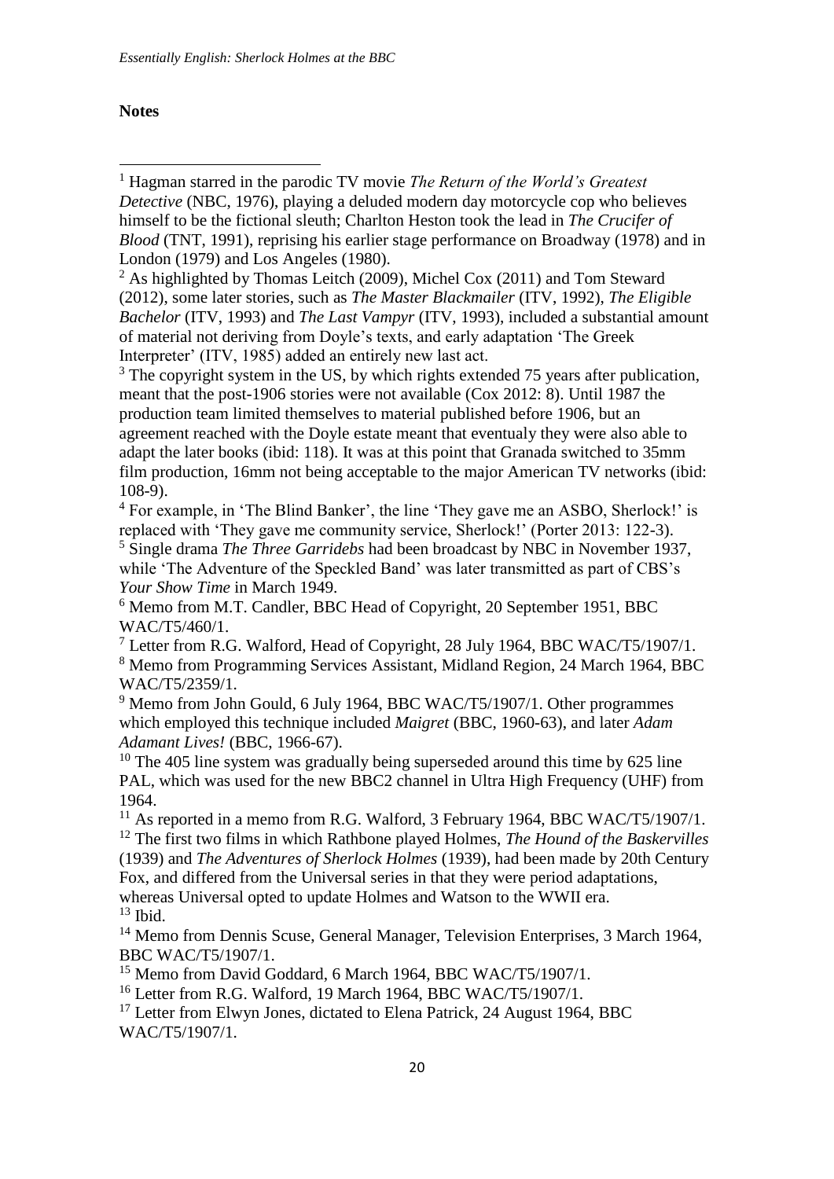**Notes**

[1] Hagman starred in the parodic TV movie *The Return of the World's Greatest Detective* (NBC, 1976), playing a deluded modern day motorcycle cop who believes himself to be the fictional sleuth; Charlton Heston took the lead in *The Crucifer of Blood* (TNT, 1991), reprising his earlier stage performance on Broadway (1978) and in London (1979) and Los Angeles (1980).

[2] As highlighted by Thomas Leitch (2009), Michel Cox (2011) and Tom Steward (2012), some later stories, such as *The Master Blackmailer* (ITV, 1992), *The Eligible Bachelor* (ITV, 1993) and *The Last Vampyr* (ITV, 1993), included a substantial amount of material not deriving from Doyle's texts, and early adaptation 'The Greek Interpreter' (ITV, 1985) added an entirely new last act.

[3] The copyright system in the US, by which rights extended 75 years after publication, meant that the post-1906 stories were not available (Cox 2012: 8). Until 1987 the production team limited themselves to material published before 1906, but an agreement reached with the Doyle estate meant that eventualy they were also able to adapt the later books (ibid: 118). It was at this point that Granada switched to 35mm film production, 16mm not being acceptable to the major American TV networks (ibid: 108-9).

[4] For example, in 'The Blind Banker', the line 'They gave me an ASBO, Sherlock!' is replaced with 'They gave me community service, Sherlock!' (Porter 2013: 122-3).

[5] Single drama *The Three Garridebs* had been broadcast by NBC in November 1937, while 'The Adventure of the Speckled Band' was later transmitted as part of CBS's *Your Show Time* in March 1949.

[6] Memo from M.T. Candler, BBC Head of Copyright, 20 September 1951, BBC WAC/T5/460/1.

[7] Letter from R.G. Walford, Head of Copyright, 28 July 1964, BBC WAC/T5/1907/1.

[8] Memo from Programming Services Assistant, Midland Region, 24 March 1964, BBC WAC/T5/2359/1.

[9] Memo from John Gould, 6 July 1964, BBC WAC/T5/1907/1. Other programmes which employed this technique included *Maigret* (BBC, 1960-63), and later *Adam Adamant Lives!* (BBC, 1966-67).

[10] The 405 line system was gradually being superseded around this time by 625 line PAL, which was used for the new BBC2 channel in Ultra High Frequency (UHF) from 1964.

[11] As reported in a memo from R.G. Walford, 3 February 1964, BBC WAC/T5/1907/1.

[12] The first two films in which Rathbone played Holmes, *The Hound of the Baskervilles* (1939) and *The Adventures of Sherlock Holmes* (1939), had been made by 20th Century Fox, and differed from the Universal series in that they were period adaptations, whereas Universal opted to update Holmes and Watson to the WWII era.

[13] Ibid.

[14] Memo from Dennis Scuse, General Manager, Television Enterprises, 3 March 1964, BBC WAC/T5/1907/1.

[15] Memo from David Goddard, 6 March 1964, BBC WAC/T5/1907/1.

[16] Letter from R.G. Walford, 19 March 1964, BBC WAC/T5/1907/1.

[17] Letter from Elwyn Jones, dictated to Elena Patrick, 24 August 1964, BBC WAC/T5/1907/1.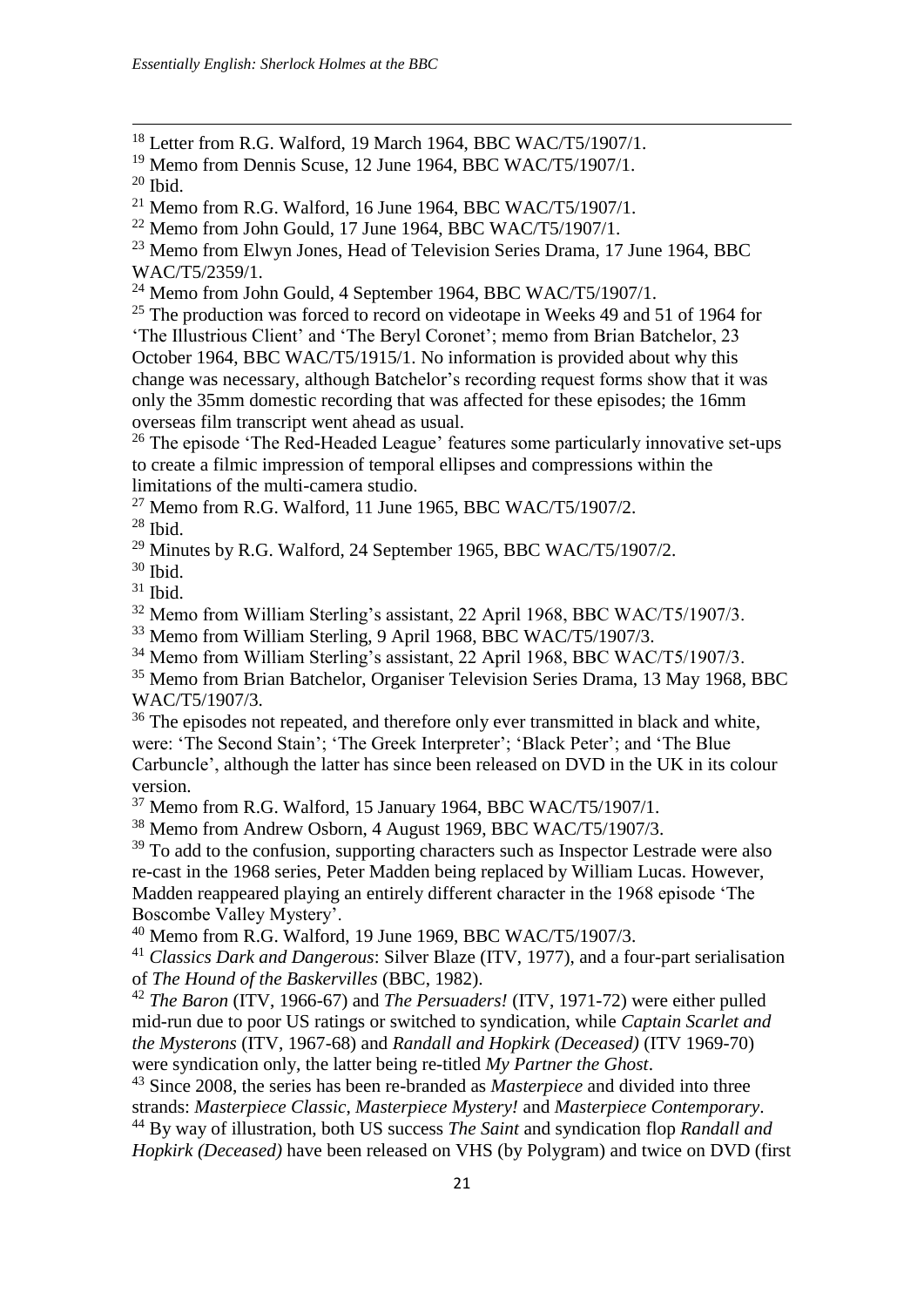[18] Letter from R.G. Walford, 19 March 1964, BBC WAC/T5/1907/1.

[19] Memo from Dennis Scuse, 12 June 1964, BBC WAC/T5/1907/1.

[20] Ibid.

[21] Memo from R.G. Walford, 16 June 1964, BBC WAC/T5/1907/1.

[22] Memo from John Gould, 17 June 1964, BBC WAC/T5/1907/1.

[23] Memo from Elwyn Jones, Head of Television Series Drama, 17 June 1964, BBC WAC/T5/2359/1.

[24] Memo from John Gould, 4 September 1964, BBC WAC/T5/1907/1.

[25] The production was forced to record on videotape in Weeks 49 and 51 of 1964 for 'The Illustrious Client' and 'The Beryl Coronet'; memo from Brian Batchelor, 23 October 1964, BBC WAC/T5/1915/1. No information is provided about why this change was necessary, although Batchelor's recording request forms show that it was only the 35mm domestic recording that was affected for these episodes; the 16mm overseas film transcript went ahead as usual.

[26] The episode 'The Red-Headed League' features some particularly innovative set-ups to create a filmic impression of temporal ellipses and compressions within the limitations of the multi-camera studio.

[27] Memo from R.G. Walford, 11 June 1965, BBC WAC/T5/1907/2.

[28] Ibid.

[29] Minutes by R.G. Walford, 24 September 1965, BBC WAC/T5/1907/2.

[30] Ibid.

[31] Ibid.

[32] Memo from William Sterling's assistant, 22 April 1968, BBC WAC/T5/1907/3.

[33] Memo from William Sterling, 9 April 1968, BBC WAC/T5/1907/3.

[34] Memo from William Sterling's assistant, 22 April 1968, BBC WAC/T5/1907/3.

[35] Memo from Brian Batchelor, Organiser Television Series Drama, 13 May 1968, BBC WAC/T5/1907/3.

[36] The episodes not repeated, and therefore only ever transmitted in black and white, were: 'The Second Stain'; 'The Greek Interpreter'; 'Black Peter'; and 'The Blue Carbuncle', although the latter has since been released on DVD in the UK in its colour version.

[37] Memo from R.G. Walford, 15 January 1964, BBC WAC/T5/1907/1.

[38] Memo from Andrew Osborn, 4 August 1969, BBC WAC/T5/1907/3.

[39] To add to the confusion, supporting characters such as Inspector Lestrade were also re-cast in the 1968 series, Peter Madden being replaced by William Lucas. However, Madden reappeared playing an entirely different character in the 1968 episode 'The Boscombe Valley Mystery'.

[40] Memo from R.G. Walford, 19 June 1969, BBC WAC/T5/1907/3.

[41] *Classics Dark and Dangerous*: Silver Blaze (ITV, 1977), and a four-part serialisation of *The Hound of the Baskervilles* (BBC, 1982).

[42] *The Baron* (ITV, 1966-67) and *The Persuaders!* (ITV, 1971-72) were either pulled mid-run due to poor US ratings or switched to syndication, while *Captain Scarlet and the Mysterons* (ITV, 1967-68) and *Randall and Hopkirk (Deceased)* (ITV 1969-70) were syndication only, the latter being re-titled *My Partner the Ghost*.

[43] Since 2008, the series has been re-branded as *Masterpiece* and divided into three strands: *Masterpiece Classic*, *Masterpiece Mystery!* and *Masterpiece Contemporary*.

[44] By way of illustration, both US success *The Saint* and syndication flop *Randall and Hopkirk (Deceased)* have been released on VHS (by Polygram) and twice on DVD (first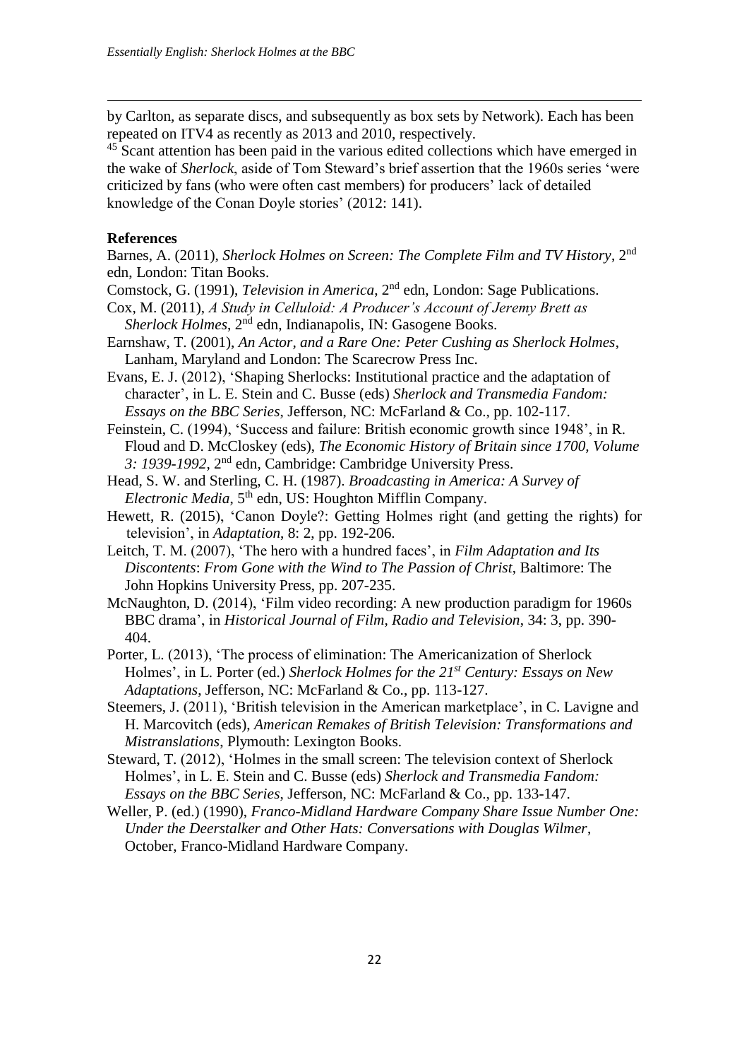by Carlton, as separate discs, and subsequently as box sets by Network). Each has been repeated on ITV4 as recently as 2013 and 2010, respectively.

[45] Scant attention has been paid in the various edited collections which have emerged in the wake of *Sherlock*, aside of Tom Steward's brief assertion that the 1960s series 'were criticized by fans (who were often cast members) for producers' lack of detailed knowledge of the Conan Doyle stories' (2012: 141).

**References**

Barnes, A. (2011), *Sherlock Holmes on Screen: The Complete Film and TV History*, 2nd edn, London: Titan Books.

Comstock, G. (1991), *Television in America*, 2nd edn, London: Sage Publications.

Cox, M. (2011), *A Study in Celluloid: A Producer's Account of Jeremy Brett as Sherlock Holmes*, 2nd edn, Indianapolis, IN: Gasogene Books.

Earnshaw, T. (2001), *An Actor, and a Rare One: Peter Cushing as Sherlock Holmes*, Lanham, Maryland and London: The Scarecrow Press Inc.

Evans, E. J. (2012), 'Shaping Sherlocks: Institutional practice and the adaptation of character', in L. E. Stein and C. Busse (eds) *Sherlock and Transmedia Fandom: Essays on the BBC Series*, Jefferson, NC: McFarland & Co., pp. 102-117.

Feinstein, C. (1994), 'Success and failure: British economic growth since 1948', in R. Floud and D. McCloskey (eds), *The Economic History of Britain since 1700, Volume 3: 1939-1992*, 2nd edn, Cambridge: Cambridge University Press.

Head, S. W. and Sterling, C. H. (1987). *Broadcasting in America: A Survey of Electronic Media*, 5th edn, US: Houghton Mifflin Company.

Hewett, R. (2015), 'Canon Doyle?: Getting Holmes right (and getting the rights) for television', in *Adaptation*, 8: 2, pp. 192-206.

Leitch, T. M. (2007), 'The hero with a hundred faces', in *Film Adaptation and Its Discontents*: *From Gone with the Wind to The Passion of Christ*, Baltimore: The John Hopkins University Press, pp. 207-235.

McNaughton, D. (2014), 'Film video recording: A new production paradigm for 1960s BBC drama', in *Historical Journal of Film, Radio and Television*, 34: 3, pp. 390-404.

Porter, L. (2013), 'The process of elimination: The Americanization of Sherlock Holmes', in L. Porter (ed.) *Sherlock Holmes for the 21st Century: Essays on New Adaptations*, Jefferson, NC: McFarland & Co., pp. 113-127.

Steemers, J. (2011), 'British television in the American marketplace', in C. Lavigne and H. Marcovitch (eds), *American Remakes of British Television: Transformations and Mistranslations*, Plymouth: Lexington Books.

Steward, T. (2012), 'Holmes in the small screen: The television context of Sherlock Holmes', in L. E. Stein and C. Busse (eds) *Sherlock and Transmedia Fandom: Essays on the BBC Series*, Jefferson, NC: McFarland & Co., pp. 133-147.

Weller, P. (ed.) (1990), *Franco-Midland Hardware Company Share Issue Number One: Under the Deerstalker and Other Hats: Conversations with Douglas Wilmer*, October, Franco-Midland Hardware Company.